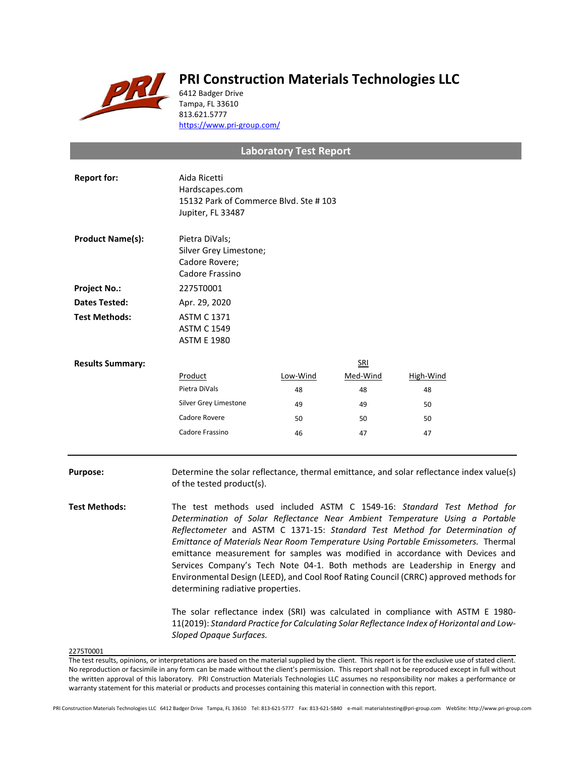# PRI Construction Materials Technologies LLC

6412 Badger Drive
Tampa, FL 33610
813.621.5777
https://www.pri-group.com/

## Laboratory Test Report

**Report for:** Aida Ricetti
Hardscapes.com
15132 Park of Commerce Blvd. Ste # 103
Jupiter, FL 33487

**Product Name(s):** Pietra DiVals;
Silver Grey Limestone;
Cadore Rovere;
Cadore Frassino

**Project No.:** 2275T0001

**Dates Tested:** Apr. 29, 2020

**Test Methods:** ASTM C 1371
ASTM C 1549
ASTM E 1980

**Results Summary:**

| Product | SRI | | |
|---|---|---|---|
| | Low-Wind | Med-Wind | High-Wind |
| Pietra DiVals | 48 | 48 | 48 |
| Silver Grey Limestone | 49 | 49 | 50 |
| Cadore Rovere | 50 | 50 | 50 |
| Cadore Frassino | 46 | 47 | 47 |

---

**Purpose:** Determine the solar reflectance, thermal emittance, and solar reflectance index value(s) of the tested product(s).

**Test Methods:** The test methods used included ASTM C 1549-16: *Standard Test Method for Determination of Solar Reflectance Near Ambient Temperature Using a Portable Reflectometer* and ASTM C 1371-15: *Standard Test Method for Determination of Emittance of Materials Near Room Temperature Using Portable Emissometers.* Thermal emittance measurement for samples was modified in accordance with Devices and Services Company's Tech Note 04-1. Both methods are Leadership in Energy and Environmental Design (LEED), and Cool Roof Rating Council (CRRC) approved methods for determining radiative properties.

The solar reflectance index (SRI) was calculated in compliance with ASTM E 1980-11(2019): *Standard Practice for Calculating Solar Reflectance Index of Horizontal and Low-Sloped Opaque Surfaces.*

2275T0001

The test results, opinions, or interpretations are based on the material supplied by the client. This report is for the exclusive use of stated client. No reproduction or facsimile in any form can be made without the client's permission. This report shall not be reproduced except in full without the written approval of this laboratory. PRI Construction Materials Technologies LLC assumes no responsibility nor makes a performance or warranty statement for this material or products and processes containing this material in connection with this report.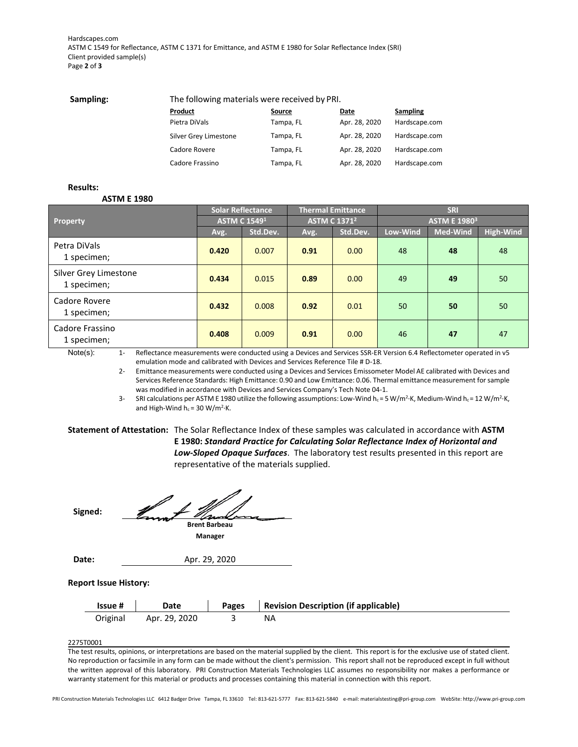**Sampling:** The following materials were received by PRI.

| Product | Source | Date | Sampling |
|---|---|---|---|
| Pietra DiVals | Tampa, FL | Apr. 28, 2020 | Hardscape.com |
| Silver Grey Limestone | Tampa, FL | Apr. 28, 2020 | Hardscape.com |
| Cadore Rovere | Tampa, FL | Apr. 28, 2020 | Hardscape.com |
| Cadore Frassino | Tampa, FL | Apr. 28, 2020 | Hardscape.com |

**Results:**

**ASTM E 1980**

| Property | Solar Reflectance ASTM C 1549[1] | | Thermal Emittance ASTM C 1371[2] | | SRI ASTM E 1980[3] | | |
|---|---|---|---|---|---|---|---|
| | Avg. | Std.Dev. | Avg. | Std.Dev. | Low-Wind | Med-Wind | High-Wind |
| Petra DiVals 1 specimen; | **0.420** | 0.007 | **0.91** | 0.00 | 48 | **48** | 48 |
| Silver Grey Limestone 1 specimen; | **0.434** | 0.015 | **0.89** | 0.00 | 49 | **49** | 50 |
| Cadore Rovere 1 specimen; | **0.432** | 0.008 | **0.92** | 0.01 | 50 | **50** | 50 |
| Cadore Frassino 1 specimen; | **0.408** | 0.009 | **0.91** | 0.00 | 46 | **47** | 47 |

Note(s):

1- Reflectance measurements were conducted using a Devices and Services SSR-ER Version 6.4 Reflectometer operated in v5 emulation mode and calibrated with Devices and Services Reference Tile # D-18.

2- Emittance measurements were conducted using a Devices and Services Emissometer Model AE calibrated with Devices and Services Reference Standards: High Emittance: 0.90 and Low Emittance: 0.06. Thermal emittance measurement for sample was modified in accordance with Devices and Services Company's Tech Note 04-1.

3- SRI calculations per ASTM E 1980 utilize the following assumptions: Low-Wind $h_c = 5\ W/m^2{\cdot}K$, Medium-Wind $h_c = 12\ W/m^2{\cdot}K$, and High-Wind $h_c = 30\ W/m^2{\cdot}K$.

**Statement of Attestation:** The Solar Reflectance Index of these samples was calculated in accordance with **ASTM E 1980: *Standard Practice for Calculating Solar Reflectance Index of Horizontal and Low-Sloped Opaque Surfaces***. The laboratory test results presented in this report are representative of the materials supplied.

**Signed:**

**Brent Barbeau**
**Manager**

**Date:** Apr. 29, 2020

**Report Issue History:**

| Issue # | Date | Pages | Revision Description (if applicable) |
|---|---|---|---|
| Original | Apr. 29, 2020 | 3 | NA |

2275T0001

The test results, opinions, or interpretations are based on the material supplied by the client. This report is for the exclusive use of stated client. No reproduction or facsimile in any form can be made without the client's permission. This report shall not be reproduced except in full without the written approval of this laboratory. PRI Construction Materials Technologies LLC assumes no responsibility nor makes a performance or warranty statement for this material or products and processes containing this material in connection with this report.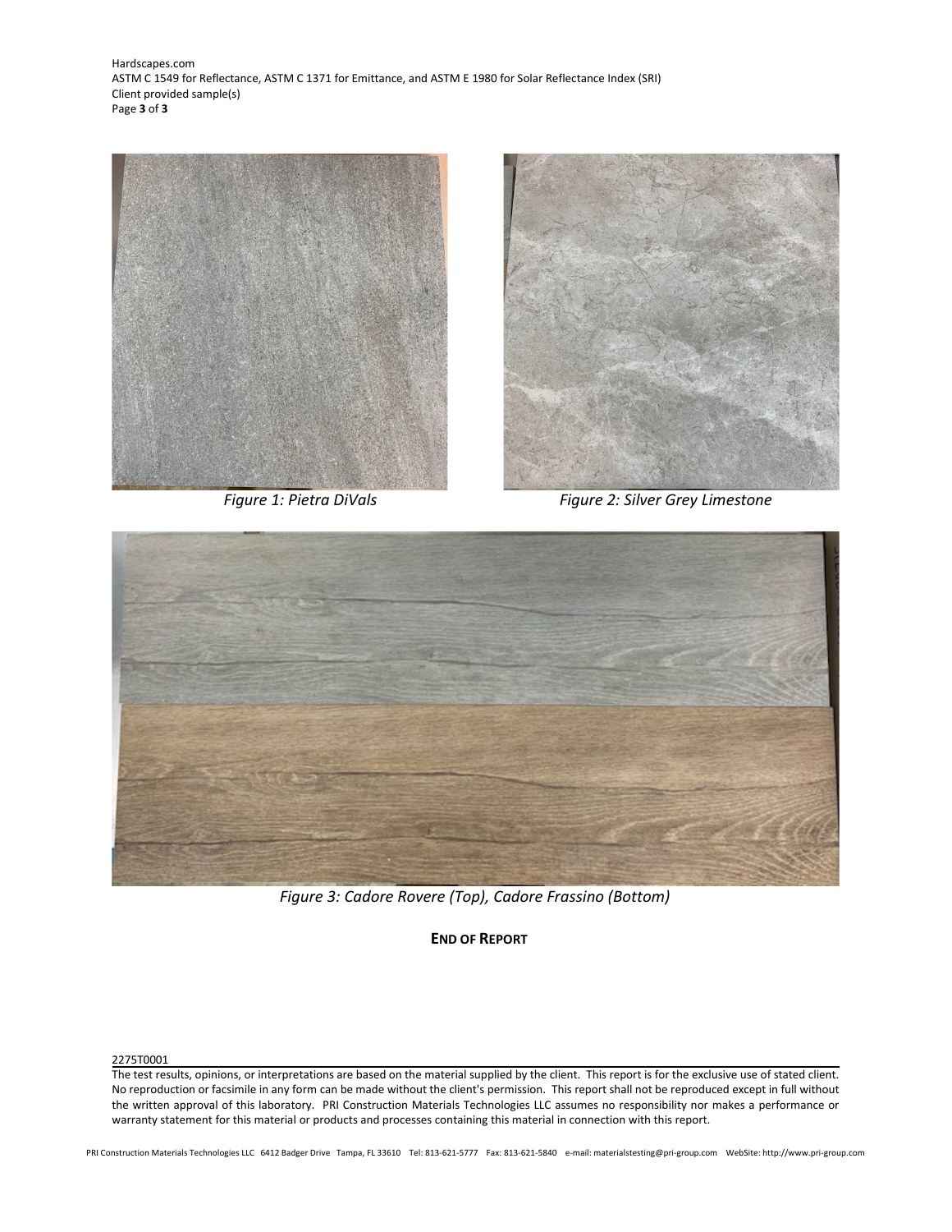*Figure 1: Pietra DiVals*

*Figure 2: Silver Grey Limestone*

*Figure 3: Cadore Rovere (Top), Cadore Frassino (Bottom)*

**END OF REPORT**

2275T0001

The test results, opinions, or interpretations are based on the material supplied by the client. This report is for the exclusive use of stated client. No reproduction or facsimile in any form can be made without the client's permission. This report shall not be reproduced except in full without the written approval of this laboratory. PRI Construction Materials Technologies LLC assumes no responsibility nor makes a performance or warranty statement for this material or products and processes containing this material in connection with this report.